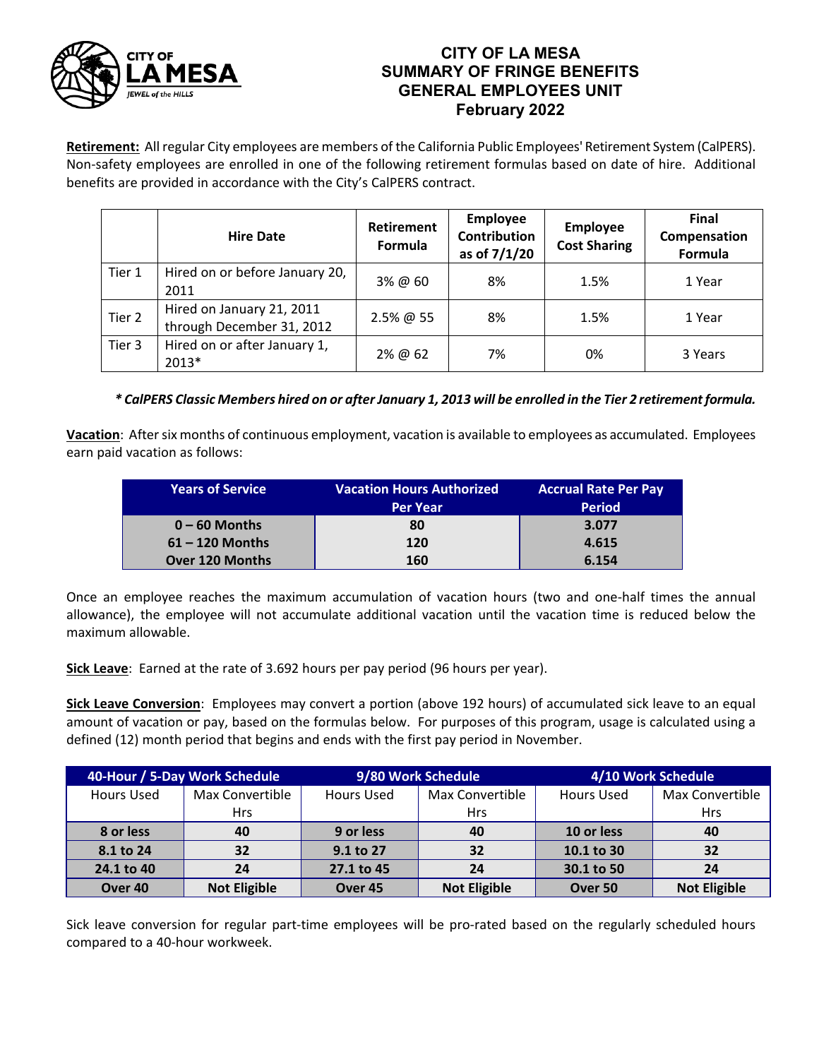# CITY OF LA MESA
## SUMMARY OF FRINGE BENEFITS
## GENERAL EMPLOYEES UNIT
## February 2022

**Retirement:** All regular City employees are members of the California Public Employees' Retirement System (CalPERS). Non-safety employees are enrolled in one of the following retirement formulas based on date of hire. Additional benefits are provided in accordance with the City's CalPERS contract.

| | Hire Date | Retirement Formula | Employee Contribution as of 7/1/20 | Employee Cost Sharing | Final Compensation Formula |
|---|---|---|---|---|---|
| Tier 1 | Hired on or before January 20, 2011 | 3% @ 60 | 8% | 1.5% | 1 Year |
| Tier 2 | Hired on January 21, 2011 through December 31, 2012 | 2.5% @ 55 | 8% | 1.5% | 1 Year |
| Tier 3 | Hired on or after January 1, 2013* | 2% @ 62 | 7% | 0% | 3 Years |

***\* CalPERS Classic Members hired on or after January 1, 2013 will be enrolled in the Tier 2 retirement formula.***

**Vacation**: After six months of continuous employment, vacation is available to employees as accumulated. Employees earn paid vacation as follows:

| Years of Service | Vacation Hours Authorized Per Year | Accrual Rate Per Pay Period |
|---|---|---|
| 0 – 60 Months | 80 | 3.077 |
| 61 – 120 Months | 120 | 4.615 |
| Over 120 Months | 160 | 6.154 |

Once an employee reaches the maximum accumulation of vacation hours (two and one-half times the annual allowance), the employee will not accumulate additional vacation until the vacation time is reduced below the maximum allowable.

**Sick Leave**: Earned at the rate of 3.692 hours per pay period (96 hours per year).

**Sick Leave Conversion**: Employees may convert a portion (above 192 hours) of accumulated sick leave to an equal amount of vacation or pay, based on the formulas below. For purposes of this program, usage is calculated using a defined (12) month period that begins and ends with the first pay period in November.

| 40-Hour / 5-Day Work Schedule | | 9/80 Work Schedule | | 4/10 Work Schedule | |
|---|---|---|---|---|---|
| Hours Used | Max Convertible Hrs | Hours Used | Max Convertible Hrs | Hours Used | Max Convertible Hrs |
| 8 or less | 40 | 9 or less | 40 | 10 or less | 40 |
| 8.1 to 24 | 32 | 9.1 to 27 | 32 | 10.1 to 30 | 32 |
| 24.1 to 40 | 24 | 27.1 to 45 | 24 | 30.1 to 50 | 24 |
| Over 40 | Not Eligible | Over 45 | Not Eligible | Over 50 | Not Eligible |

Sick leave conversion for regular part-time employees will be pro-rated based on the regularly scheduled hours compared to a 40-hour workweek.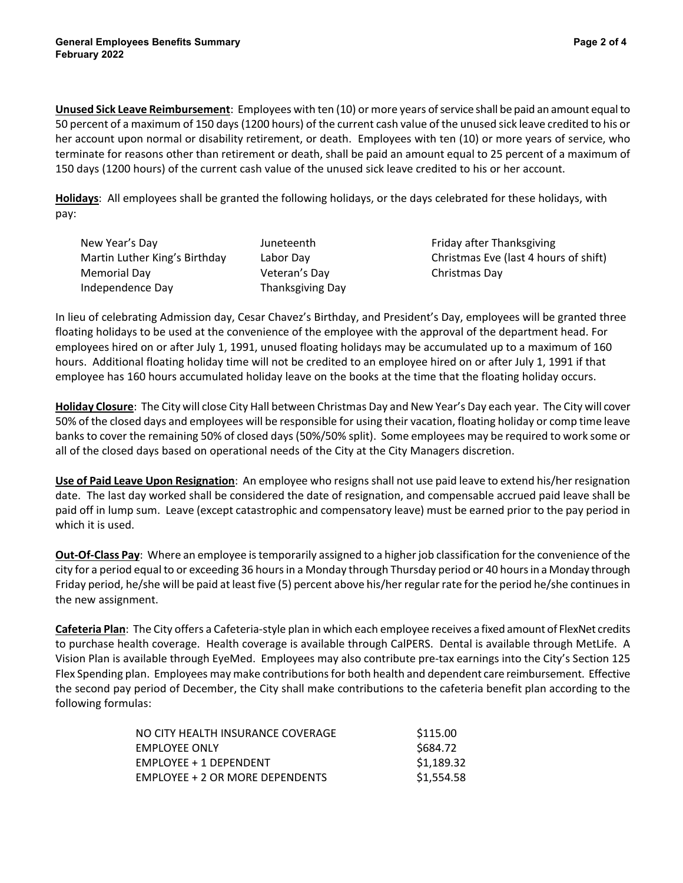**<u>Unused Sick Leave Reimbursement</u>**: Employees with ten (10) or more years of service shall be paid an amount equal to 50 percent of a maximum of 150 days (1200 hours) of the current cash value of the unused sick leave credited to his or her account upon normal or disability retirement, or death. Employees with ten (10) or more years of service, who terminate for reasons other than retirement or death, shall be paid an amount equal to 25 percent of a maximum of 150 days (1200 hours) of the current cash value of the unused sick leave credited to his or her account.

**<u>Holidays</u>**: All employees shall be granted the following holidays, or the days celebrated for these holidays, with pay:

| | | |
|---|---|---|
| New Year's Day | Juneteenth | Friday after Thanksgiving |
| Martin Luther King's Birthday | Labor Day | Christmas Eve (last 4 hours of shift) |
| Memorial Day | Veteran's Day | Christmas Day |
| Independence Day | Thanksgiving Day | |

In lieu of celebrating Admission day, Cesar Chavez's Birthday, and President's Day, employees will be granted three floating holidays to be used at the convenience of the employee with the approval of the department head. For employees hired on or after July 1, 1991, unused floating holidays may be accumulated up to a maximum of 160 hours. Additional floating holiday time will not be credited to an employee hired on or after July 1, 1991 if that employee has 160 hours accumulated holiday leave on the books at the time that the floating holiday occurs.

**<u>Holiday Closure</u>**: The City will close City Hall between Christmas Day and New Year's Day each year. The City will cover 50% of the closed days and employees will be responsible for using their vacation, floating holiday or comp time leave banks to cover the remaining 50% of closed days (50%/50% split). Some employees may be required to work some or all of the closed days based on operational needs of the City at the City Managers discretion.

**<u>Use of Paid Leave Upon Resignation</u>**: An employee who resigns shall not use paid leave to extend his/her resignation date. The last day worked shall be considered the date of resignation, and compensable accrued paid leave shall be paid off in lump sum. Leave (except catastrophic and compensatory leave) must be earned prior to the pay period in which it is used.

**<u>Out-Of-Class Pay</u>**: Where an employee is temporarily assigned to a higher job classification for the convenience of the city for a period equal to or exceeding 36 hours in a Monday through Thursday period or 40 hours in a Monday through Friday period, he/she will be paid at least five (5) percent above his/her regular rate for the period he/she continues in the new assignment.

**<u>Cafeteria Plan</u>**: The City offers a Cafeteria-style plan in which each employee receives a fixed amount of FlexNet credits to purchase health coverage. Health coverage is available through CalPERS. Dental is available through MetLife. A Vision Plan is available through EyeMed. Employees may also contribute pre-tax earnings into the City's Section 125 Flex Spending plan. Employees may make contributions for both health and dependent care reimbursement. Effective the second pay period of December, the City shall make contributions to the cafeteria benefit plan according to the following formulas:

| | |
|---|---|
| NO CITY HEALTH INSURANCE COVERAGE | $115.00 |
| EMPLOYEE ONLY | $684.72 |
| EMPLOYEE + 1 DEPENDENT | $1,189.32 |
| EMPLOYEE + 2 OR MORE DEPENDENTS | $1,554.58 |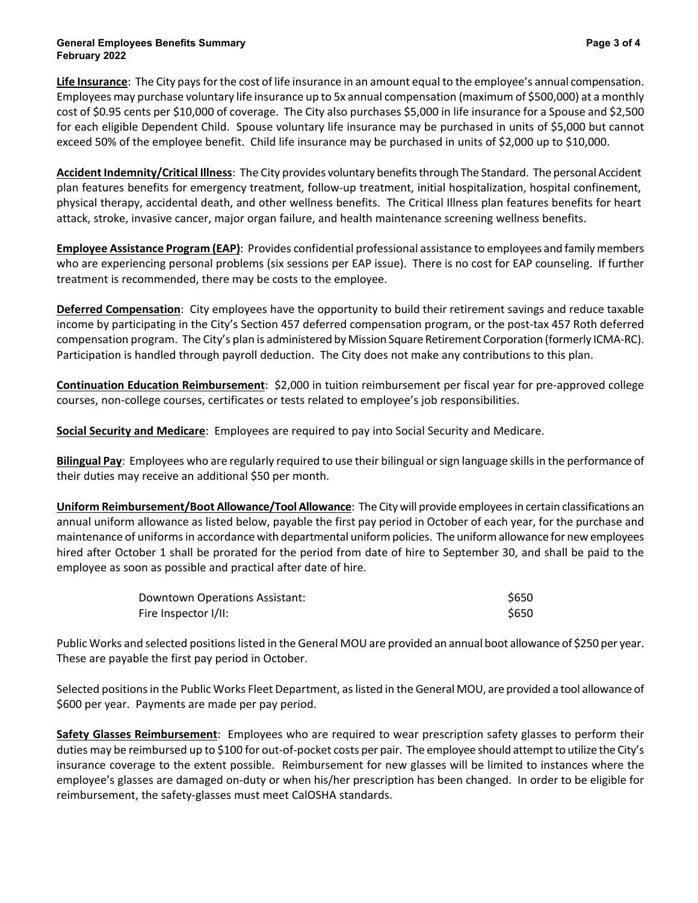**Life Insurance**: The City pays for the cost of life insurance in an amount equal to the employee's annual compensation. Employees may purchase voluntary life insurance up to 5x annual compensation (maximum of $500,000) at a monthly cost of $0.95 cents per $10,000 of coverage. The City also purchases $5,000 in life insurance for a Spouse and $2,500 for each eligible Dependent Child. Spouse voluntary life insurance may be purchased in units of $5,000 but cannot exceed 50% of the employee benefit. Child life insurance may be purchased in units of $2,000 up to $10,000.

**Accident Indemnity/Critical Illness**: The City provides voluntary benefits through The Standard. The personal Accident plan features benefits for emergency treatment, follow-up treatment, initial hospitalization, hospital confinement, physical therapy, accidental death, and other wellness benefits. The Critical Illness plan features benefits for heart attack, stroke, invasive cancer, major organ failure, and health maintenance screening wellness benefits.

**Employee Assistance Program (EAP)**: Provides confidential professional assistance to employees and family members who are experiencing personal problems (six sessions per EAP issue). There is no cost for EAP counseling. If further treatment is recommended, there may be costs to the employee.

**Deferred Compensation**: City employees have the opportunity to build their retirement savings and reduce taxable income by participating in the City's Section 457 deferred compensation program, or the post-tax 457 Roth deferred compensation program. The City's plan is administered by Mission Square Retirement Corporation (formerly ICMA-RC). Participation is handled through payroll deduction. The City does not make any contributions to this plan.

**Continuation Education Reimbursement**: $2,000 in tuition reimbursement per fiscal year for pre-approved college courses, non-college courses, certificates or tests related to employee's job responsibilities.

**Social Security and Medicare**: Employees are required to pay into Social Security and Medicare.

**Bilingual Pay**: Employees who are regularly required to use their bilingual or sign language skills in the performance of their duties may receive an additional $50 per month.

**Uniform Reimbursement/Boot Allowance/Tool Allowance**: The City will provide employees in certain classifications an annual uniform allowance as listed below, payable the first pay period in October of each year, for the purchase and maintenance of uniforms in accordance with departmental uniform policies. The uniform allowance for new employees hired after October 1 shall be prorated for the period from date of hire to September 30, and shall be paid to the employee as soon as possible and practical after date of hire.

| | |
|---|---|
| Downtown Operations Assistant: | $650 |
| Fire Inspector I/II: | $650 |

Public Works and selected positions listed in the General MOU are provided an annual boot allowance of $250 per year. These are payable the first pay period in October.

Selected positions in the Public Works Fleet Department, as listed in the General MOU, are provided a tool allowance of $600 per year. Payments are made per pay period.

**Safety Glasses Reimbursement**: Employees who are required to wear prescription safety glasses to perform their duties may be reimbursed up to $100 for out-of-pocket costs per pair. The employee should attempt to utilize the City's insurance coverage to the extent possible. Reimbursement for new glasses will be limited to instances where the employee's glasses are damaged on-duty or when his/her prescription has been changed. In order to be eligible for reimbursement, the safety-glasses must meet CalOSHA standards.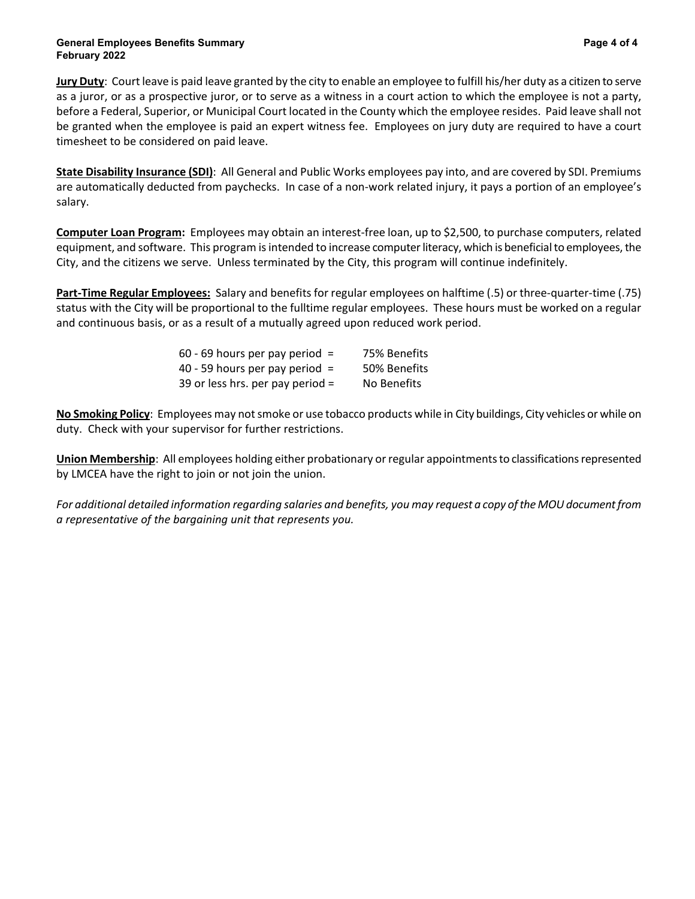**Jury Duty**: Court leave is paid leave granted by the city to enable an employee to fulfill his/her duty as a citizen to serve as a juror, or as a prospective juror, or to serve as a witness in a court action to which the employee is not a party, before a Federal, Superior, or Municipal Court located in the County which the employee resides. Paid leave shall not be granted when the employee is paid an expert witness fee. Employees on jury duty are required to have a court timesheet to be considered on paid leave.

**State Disability Insurance (SDI)**: All General and Public Works employees pay into, and are covered by SDI. Premiums are automatically deducted from paychecks. In case of a non-work related injury, it pays a portion of an employee's salary.

**Computer Loan Program:** Employees may obtain an interest-free loan, up to $2,500, to purchase computers, related equipment, and software. This program is intended to increase computer literacy, which is beneficial to employees, the City, and the citizens we serve. Unless terminated by the City, this program will continue indefinitely.

**Part-Time Regular Employees:** Salary and benefits for regular employees on halftime (.5) or three-quarter-time (.75) status with the City will be proportional to the fulltime regular employees. These hours must be worked on a regular and continuous basis, or as a result of a mutually agreed upon reduced work period.

| | |
|---|---|
| 60 - 69 hours per pay period = | 75% Benefits |
| 40 - 59 hours per pay period = | 50% Benefits |
| 39 or less hrs. per pay period = | No Benefits |

**No Smoking Policy**: Employees may not smoke or use tobacco products while in City buildings, City vehicles or while on duty. Check with your supervisor for further restrictions.

**Union Membership**: All employees holding either probationary or regular appointments to classifications represented by LMCEA have the right to join or not join the union.

*For additional detailed information regarding salaries and benefits, you may request a copy of the MOU document from a representative of the bargaining unit that represents you.*